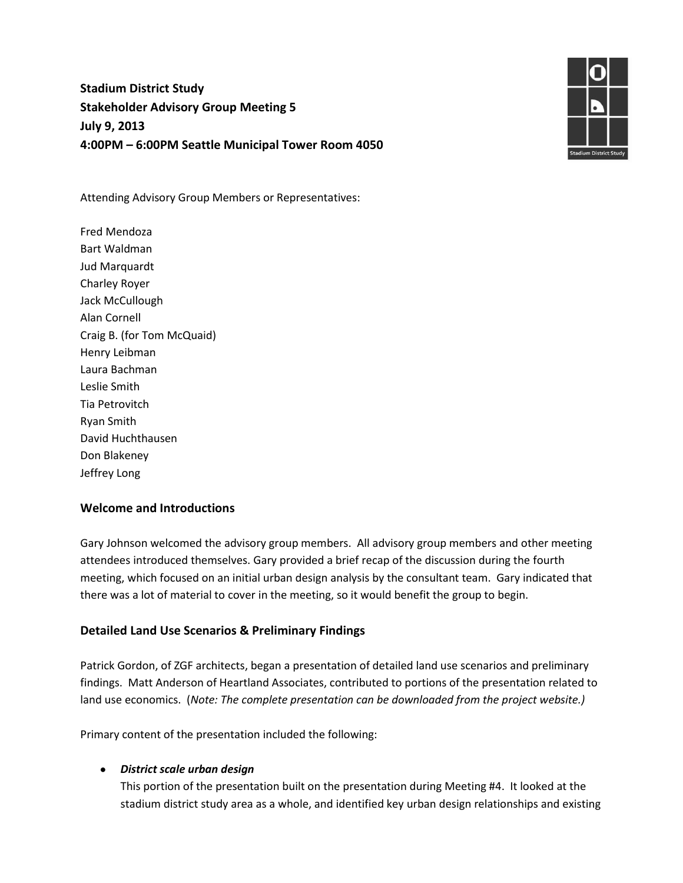**Stadium District Study**
**Stakeholder Advisory Group Meeting 5**
**July 9, 2013**
**4:00PM – 6:00PM Seattle Municipal Tower Room 4050**

Attending Advisory Group Members or Representatives:

Fred Mendoza
Bart Waldman
Jud Marquardt
Charley Royer
Jack McCullough
Alan Cornell
Craig B. (for Tom McQuaid)
Henry Leibman
Laura Bachman
Leslie Smith
Tia Petrovitch
Ryan Smith
David Huchthausen
Don Blakeney
Jeffrey Long

## Welcome and Introductions

Gary Johnson welcomed the advisory group members. All advisory group members and other meeting attendees introduced themselves. Gary provided a brief recap of the discussion during the fourth meeting, which focused on an initial urban design analysis by the consultant team. Gary indicated that there was a lot of material to cover in the meeting, so it would benefit the group to begin.

## Detailed Land Use Scenarios & Preliminary Findings

Patrick Gordon, of ZGF architects, began a presentation of detailed land use scenarios and preliminary findings. Matt Anderson of Heartland Associates, contributed to portions of the presentation related to land use economics. (*Note: The complete presentation can be downloaded from the project website.)*

Primary content of the presentation included the following:

- ***District scale urban design***
  This portion of the presentation built on the presentation during Meeting #4. It looked at the stadium district study area as a whole, and identified key urban design relationships and existing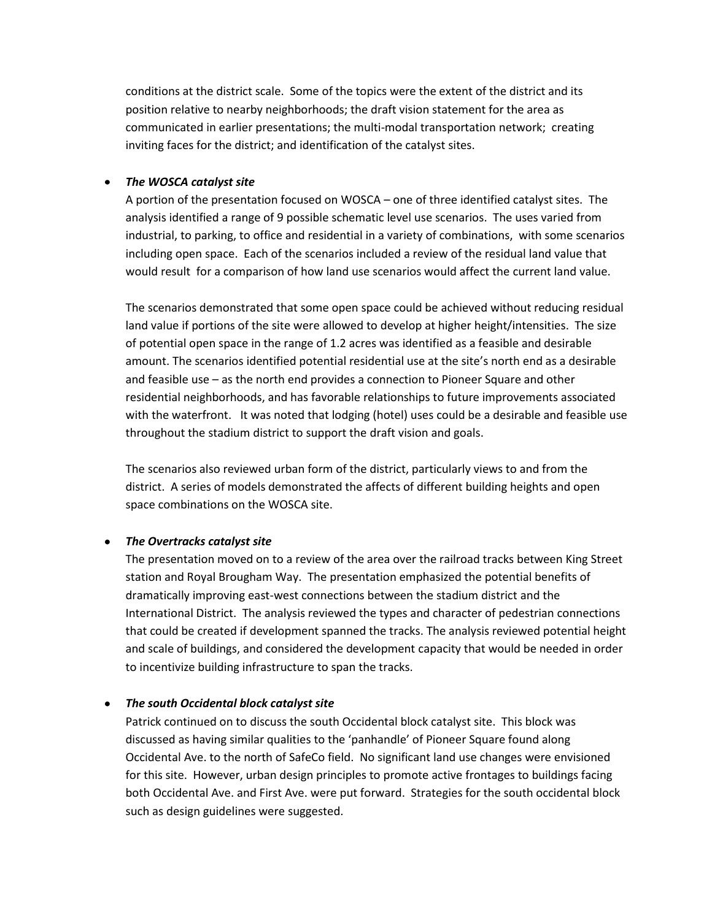conditions at the district scale. Some of the topics were the extent of the district and its position relative to nearby neighborhoods; the draft vision statement for the area as communicated in earlier presentations; the multi-modal transportation network; creating inviting faces for the district; and identification of the catalyst sites.

- ***The WOSCA catalyst site***

  A portion of the presentation focused on WOSCA – one of three identified catalyst sites. The analysis identified a range of 9 possible schematic level use scenarios. The uses varied from industrial, to parking, to office and residential in a variety of combinations, with some scenarios including open space. Each of the scenarios included a review of the residual land value that would result for a comparison of how land use scenarios would affect the current land value.

  The scenarios demonstrated that some open space could be achieved without reducing residual land value if portions of the site were allowed to develop at higher height/intensities. The size of potential open space in the range of 1.2 acres was identified as a feasible and desirable amount. The scenarios identified potential residential use at the site's north end as a desirable and feasible use – as the north end provides a connection to Pioneer Square and other residential neighborhoods, and has favorable relationships to future improvements associated with the waterfront. It was noted that lodging (hotel) uses could be a desirable and feasible use throughout the stadium district to support the draft vision and goals.

  The scenarios also reviewed urban form of the district, particularly views to and from the district. A series of models demonstrated the affects of different building heights and open space combinations on the WOSCA site.

- ***The Overtracks catalyst site***

  The presentation moved on to a review of the area over the railroad tracks between King Street station and Royal Brougham Way. The presentation emphasized the potential benefits of dramatically improving east-west connections between the stadium district and the International District. The analysis reviewed the types and character of pedestrian connections that could be created if development spanned the tracks. The analysis reviewed potential height and scale of buildings, and considered the development capacity that would be needed in order to incentivize building infrastructure to span the tracks.

- ***The south Occidental block catalyst site***

  Patrick continued on to discuss the south Occidental block catalyst site. This block was discussed as having similar qualities to the 'panhandle' of Pioneer Square found along Occidental Ave. to the north of SafeCo field. No significant land use changes were envisioned for this site. However, urban design principles to promote active frontages to buildings facing both Occidental Ave. and First Ave. were put forward. Strategies for the south occidental block such as design guidelines were suggested.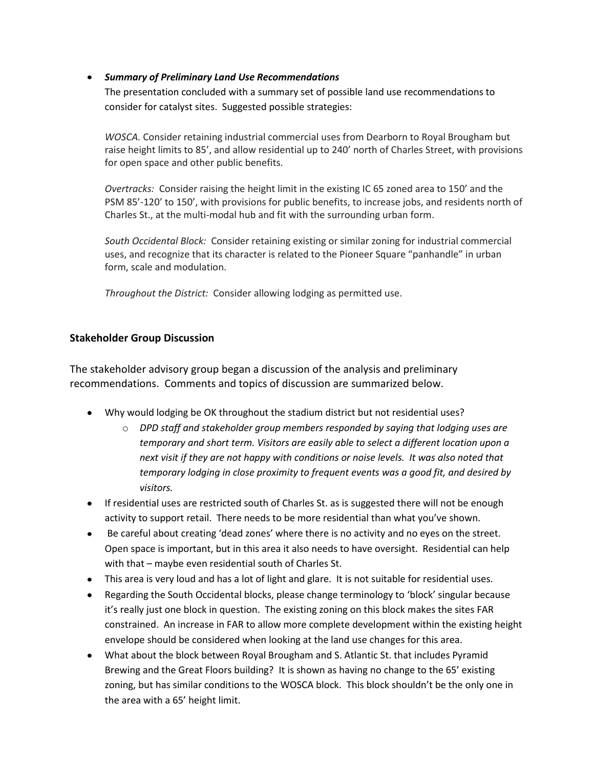- ***Summary of Preliminary Land Use Recommendations***

  The presentation concluded with a summary set of possible land use recommendations to consider for catalyst sites. Suggested possible strategies:

  *WOSCA.* Consider retaining industrial commercial uses from Dearborn to Royal Brougham but raise height limits to 85', and allow residential up to 240' north of Charles Street, with provisions for open space and other public benefits.

  *Overtracks:* Consider raising the height limit in the existing IC 65 zoned area to 150' and the PSM 85'-120' to 150', with provisions for public benefits, to increase jobs, and residents north of Charles St., at the multi-modal hub and fit with the surrounding urban form.

  *South Occidental Block:* Consider retaining existing or similar zoning for industrial commercial uses, and recognize that its character is related to the Pioneer Square "panhandle" in urban form, scale and modulation.

  *Throughout the District:* Consider allowing lodging as permitted use.

## Stakeholder Group Discussion

The stakeholder advisory group began a discussion of the analysis and preliminary recommendations. Comments and topics of discussion are summarized below.

- Why would lodging be OK throughout the stadium district but not residential uses?
  - *DPD staff and stakeholder group members responded by saying that lodging uses are temporary and short term. Visitors are easily able to select a different location upon a next visit if they are not happy with conditions or noise levels. It was also noted that temporary lodging in close proximity to frequent events was a good fit, and desired by visitors.*
- If residential uses are restricted south of Charles St. as is suggested there will not be enough activity to support retail. There needs to be more residential than what you've shown.
- Be careful about creating 'dead zones' where there is no activity and no eyes on the street. Open space is important, but in this area it also needs to have oversight. Residential can help with that – maybe even residential south of Charles St.
- This area is very loud and has a lot of light and glare. It is not suitable for residential uses.
- Regarding the South Occidental blocks, please change terminology to 'block' singular because it's really just one block in question. The existing zoning on this block makes the sites FAR constrained. An increase in FAR to allow more complete development within the existing height envelope should be considered when looking at the land use changes for this area.
- What about the block between Royal Brougham and S. Atlantic St. that includes Pyramid Brewing and the Great Floors building? It is shown as having no change to the 65' existing zoning, but has similar conditions to the WOSCA block. This block shouldn't be the only one in the area with a 65' height limit.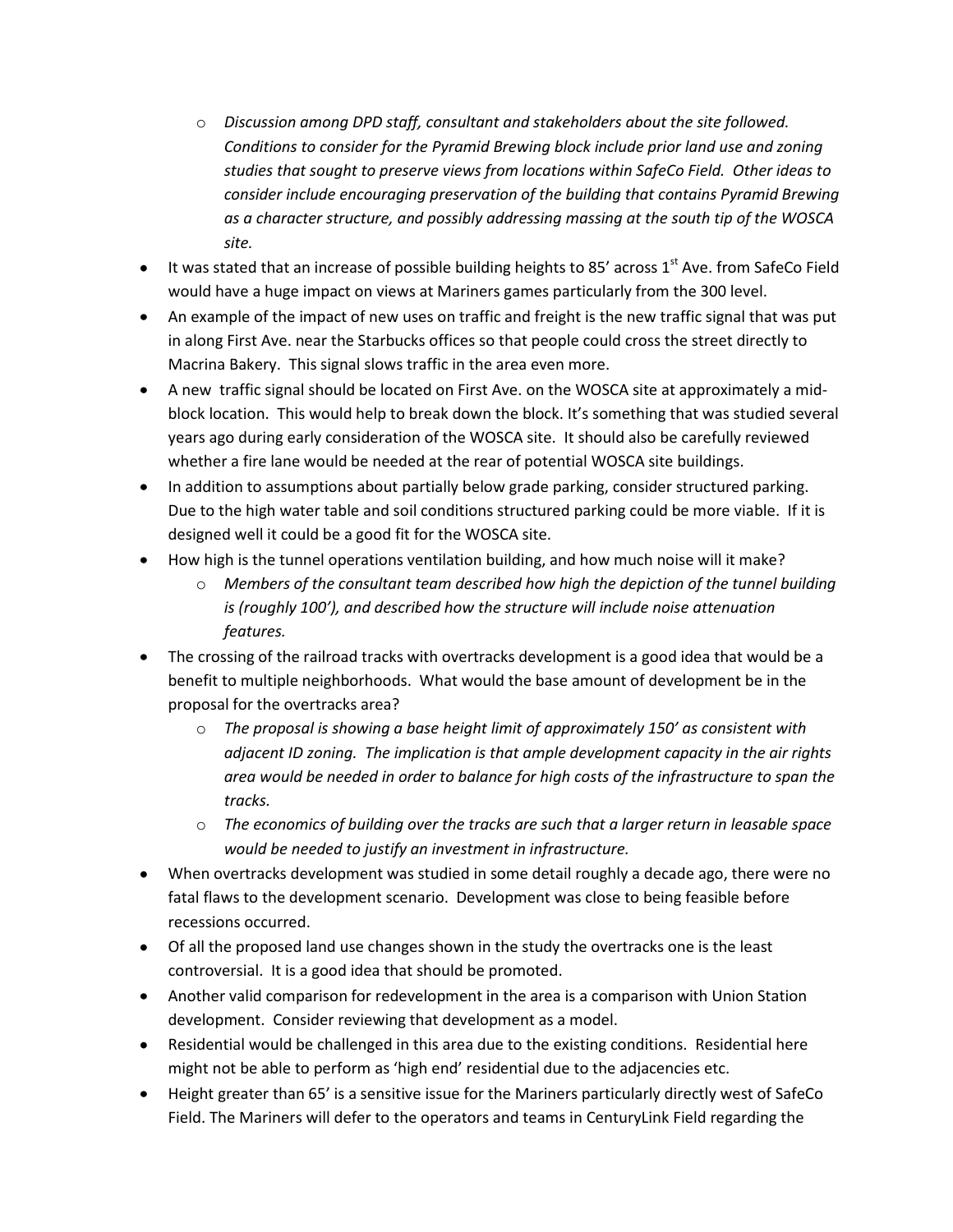- *Discussion among DPD staff, consultant and stakeholders about the site followed. Conditions to consider for the Pyramid Brewing block include prior land use and zoning studies that sought to preserve views from locations within SafeCo Field. Other ideas to consider include encouraging preservation of the building that contains Pyramid Brewing as a character structure, and possibly addressing massing at the south tip of the WOSCA site.*
- It was stated that an increase of possible building heights to 85' across 1st Ave. from SafeCo Field would have a huge impact on views at Mariners games particularly from the 300 level.
- An example of the impact of new uses on traffic and freight is the new traffic signal that was put in along First Ave. near the Starbucks offices so that people could cross the street directly to Macrina Bakery. This signal slows traffic in the area even more.
- A new traffic signal should be located on First Ave. on the WOSCA site at approximately a mid-block location. This would help to break down the block. It's something that was studied several years ago during early consideration of the WOSCA site. It should also be carefully reviewed whether a fire lane would be needed at the rear of potential WOSCA site buildings.
- In addition to assumptions about partially below grade parking, consider structured parking. Due to the high water table and soil conditions structured parking could be more viable. If it is designed well it could be a good fit for the WOSCA site.
- How high is the tunnel operations ventilation building, and how much noise will it make?
  - *Members of the consultant team described how high the depiction of the tunnel building is (roughly 100'), and described how the structure will include noise attenuation features.*
- The crossing of the railroad tracks with overtracks development is a good idea that would be a benefit to multiple neighborhoods. What would the base amount of development be in the proposal for the overtracks area?
  - *The proposal is showing a base height limit of approximately 150' as consistent with adjacent ID zoning. The implication is that ample development capacity in the air rights area would be needed in order to balance for high costs of the infrastructure to span the tracks.*
  - *The economics of building over the tracks are such that a larger return in leasable space would be needed to justify an investment in infrastructure.*
- When overtracks development was studied in some detail roughly a decade ago, there were no fatal flaws to the development scenario. Development was close to being feasible before recessions occurred.
- Of all the proposed land use changes shown in the study the overtracks one is the least controversial. It is a good idea that should be promoted.
- Another valid comparison for redevelopment in the area is a comparison with Union Station development. Consider reviewing that development as a model.
- Residential would be challenged in this area due to the existing conditions. Residential here might not be able to perform as 'high end' residential due to the adjacencies etc.
- Height greater than 65' is a sensitive issue for the Mariners particularly directly west of SafeCo Field. The Mariners will defer to the operators and teams in CenturyLink Field regarding the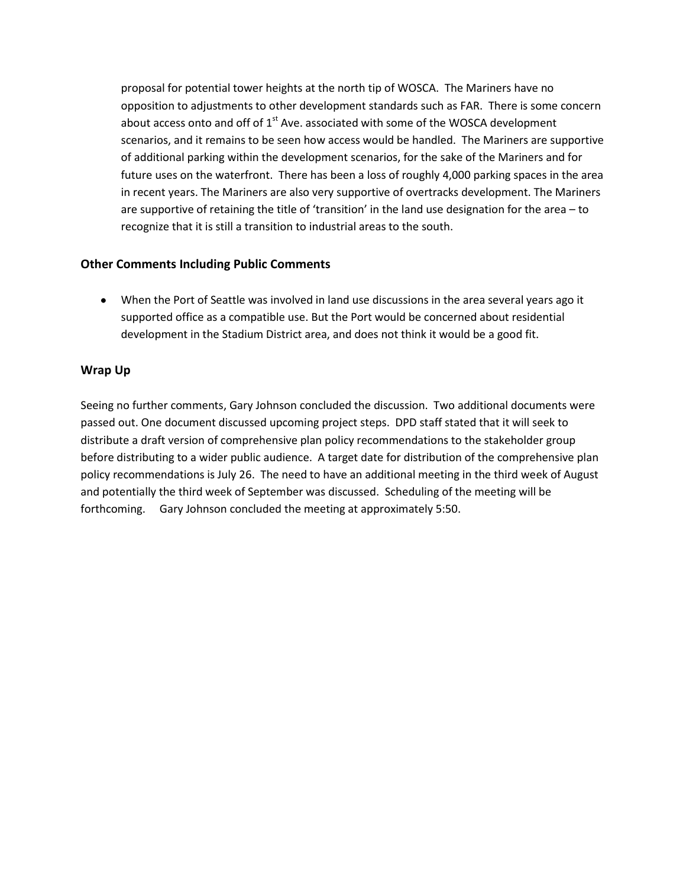proposal for potential tower heights at the north tip of WOSCA. The Mariners have no opposition to adjustments to other development standards such as FAR. There is some concern about access onto and off of 1st Ave. associated with some of the WOSCA development scenarios, and it remains to be seen how access would be handled. The Mariners are supportive of additional parking within the development scenarios, for the sake of the Mariners and for future uses on the waterfront. There has been a loss of roughly 4,000 parking spaces in the area in recent years. The Mariners are also very supportive of overtracks development. The Mariners are supportive of retaining the title of 'transition' in the land use designation for the area – to recognize that it is still a transition to industrial areas to the south.

### Other Comments Including Public Comments

- When the Port of Seattle was involved in land use discussions in the area several years ago it supported office as a compatible use. But the Port would be concerned about residential development in the Stadium District area, and does not think it would be a good fit.

### Wrap Up

Seeing no further comments, Gary Johnson concluded the discussion. Two additional documents were passed out. One document discussed upcoming project steps. DPD staff stated that it will seek to distribute a draft version of comprehensive plan policy recommendations to the stakeholder group before distributing to a wider public audience. A target date for distribution of the comprehensive plan policy recommendations is July 26. The need to have an additional meeting in the third week of August and potentially the third week of September was discussed. Scheduling of the meeting will be forthcoming. Gary Johnson concluded the meeting at approximately 5:50.